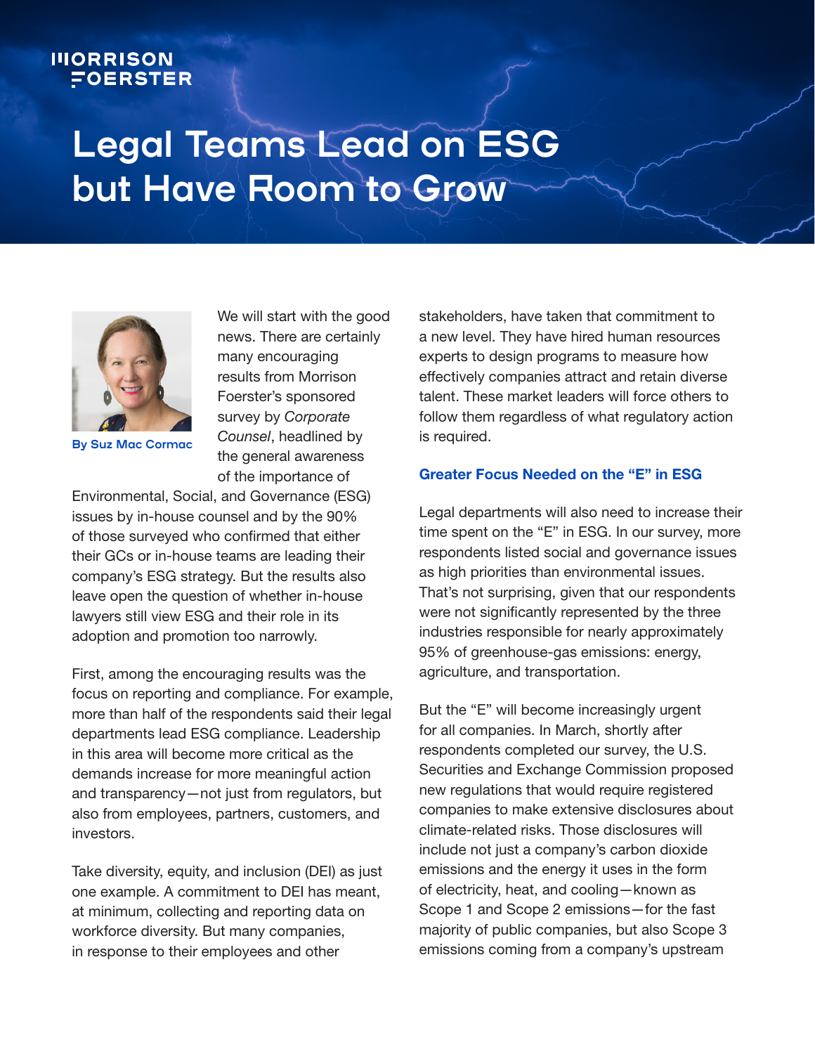MORRISON FOERSTER

# Legal Teams Lead on ESG but Have Room to Grow

By Suz Mac Cormac

We will start with the good news. There are certainly many encouraging results from Morrison Foerster's sponsored survey by *Corporate Counsel*, headlined by the general awareness of the importance of Environmental, Social, and Governance (ESG) issues by in-house counsel and by the 90% of those surveyed who confirmed that either their GCs or in-house teams are leading their company's ESG strategy. But the results also leave open the question of whether in-house lawyers still view ESG and their role in its adoption and promotion too narrowly.

First, among the encouraging results was the focus on reporting and compliance. For example, more than half of the respondents said their legal departments lead ESG compliance. Leadership in this area will become more critical as the demands increase for more meaningful action and transparency—not just from regulators, but also from employees, partners, customers, and investors.

Take diversity, equity, and inclusion (DEI) as just one example. A commitment to DEI has meant, at minimum, collecting and reporting data on workforce diversity. But many companies, in response to their employees and other stakeholders, have taken that commitment to a new level. They have hired human resources experts to design programs to measure how effectively companies attract and retain diverse talent. These market leaders will force others to follow them regardless of what regulatory action is required.

## Greater Focus Needed on the "E" in ESG

Legal departments will also need to increase their time spent on the "E" in ESG. In our survey, more respondents listed social and governance issues as high priorities than environmental issues. That's not surprising, given that our respondents were not significantly represented by the three industries responsible for nearly approximately 95% of greenhouse-gas emissions: energy, agriculture, and transportation.

But the "E" will become increasingly urgent for all companies. In March, shortly after respondents completed our survey, the U.S. Securities and Exchange Commission proposed new regulations that would require registered companies to make extensive disclosures about climate-related risks. Those disclosures will include not just a company's carbon dioxide emissions and the energy it uses in the form of electricity, heat, and cooling—known as Scope 1 and Scope 2 emissions—for the fast majority of public companies, but also Scope 3 emissions coming from a company's upstream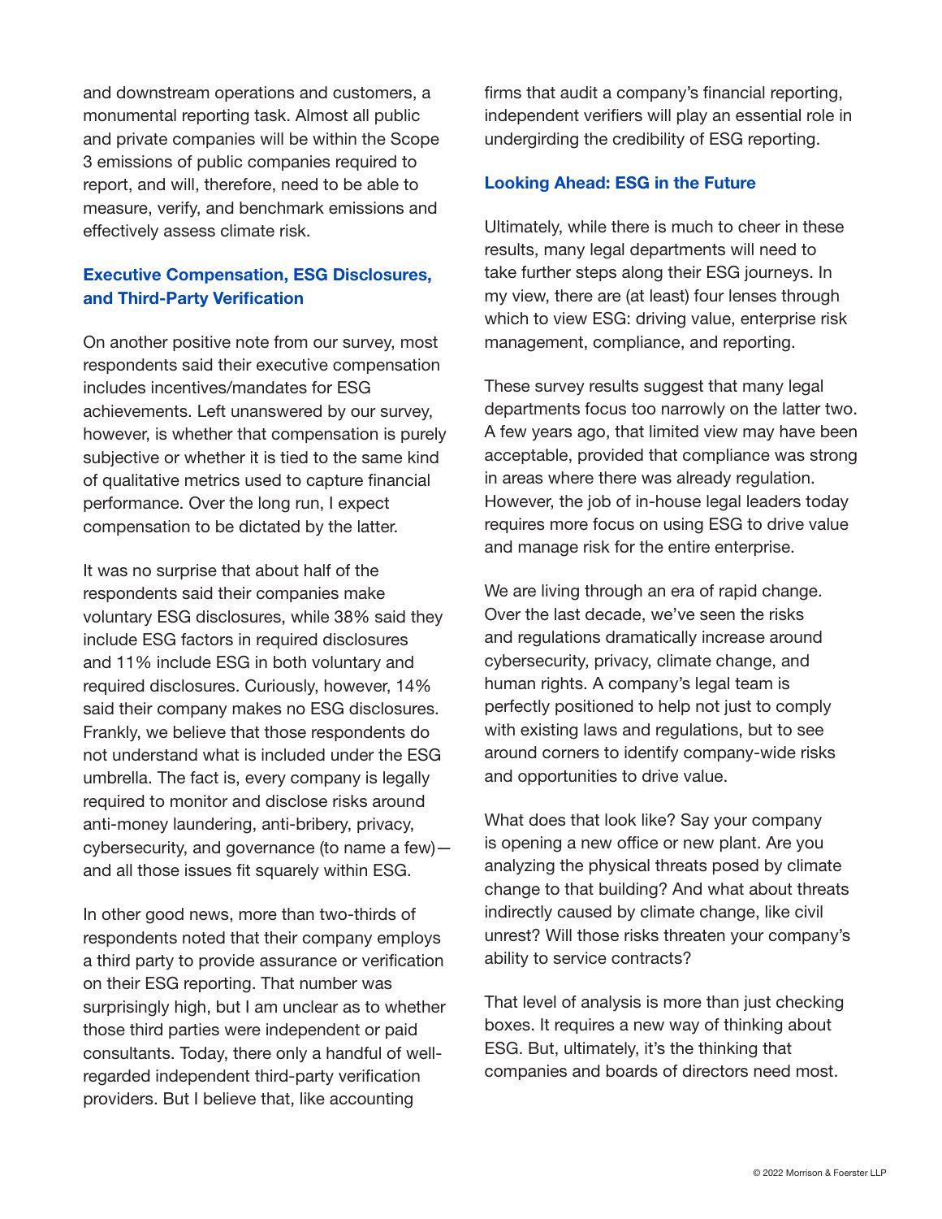and downstream operations and customers, a monumental reporting task. Almost all public and private companies will be within the Scope 3 emissions of public companies required to report, and will, therefore, need to be able to measure, verify, and benchmark emissions and effectively assess climate risk.

## Executive Compensation, ESG Disclosures, and Third-Party Verification

On another positive note from our survey, most respondents said their executive compensation includes incentives/mandates for ESG achievements. Left unanswered by our survey, however, is whether that compensation is purely subjective or whether it is tied to the same kind of qualitative metrics used to capture financial performance. Over the long run, I expect compensation to be dictated by the latter.

It was no surprise that about half of the respondents said their companies make voluntary ESG disclosures, while 38% said they include ESG factors in required disclosures and 11% include ESG in both voluntary and required disclosures. Curiously, however, 14% said their company makes no ESG disclosures. Frankly, we believe that those respondents do not understand what is included under the ESG umbrella. The fact is, every company is legally required to monitor and disclose risks around anti-money laundering, anti-bribery, privacy, cybersecurity, and governance (to name a few)—and all those issues fit squarely within ESG.

In other good news, more than two-thirds of respondents noted that their company employs a third party to provide assurance or verification on their ESG reporting. That number was surprisingly high, but I am unclear as to whether those third parties were independent or paid consultants. Today, there only a handful of well-regarded independent third-party verification providers. But I believe that, like accounting firms that audit a company's financial reporting, independent verifiers will play an essential role in undergirding the credibility of ESG reporting.

## Looking Ahead: ESG in the Future

Ultimately, while there is much to cheer in these results, many legal departments will need to take further steps along their ESG journeys. In my view, there are (at least) four lenses through which to view ESG: driving value, enterprise risk management, compliance, and reporting.

These survey results suggest that many legal departments focus too narrowly on the latter two. A few years ago, that limited view may have been acceptable, provided that compliance was strong in areas where there was already regulation. However, the job of in-house legal leaders today requires more focus on using ESG to drive value and manage risk for the entire enterprise.

We are living through an era of rapid change. Over the last decade, we've seen the risks and regulations dramatically increase around cybersecurity, privacy, climate change, and human rights. A company's legal team is perfectly positioned to help not just to comply with existing laws and regulations, but to see around corners to identify company-wide risks and opportunities to drive value.

What does that look like? Say your company is opening a new office or new plant. Are you analyzing the physical threats posed by climate change to that building? And what about threats indirectly caused by climate change, like civil unrest? Will those risks threaten your company's ability to service contracts?

That level of analysis is more than just checking boxes. It requires a new way of thinking about ESG. But, ultimately, it's the thinking that companies and boards of directors need most.

© 2022 Morrison & Foerster LLP